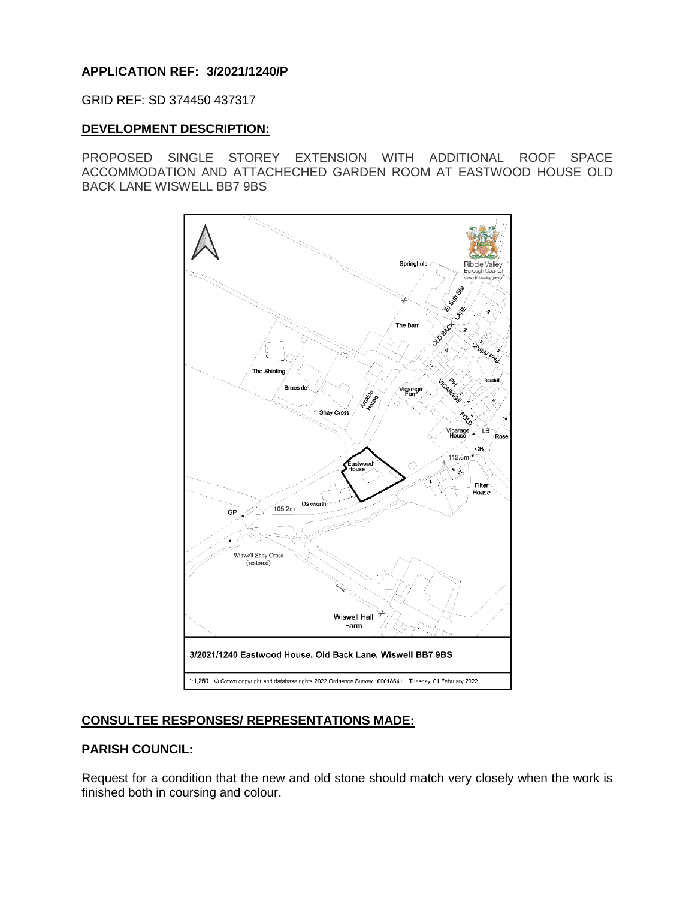**APPLICATION REF: 3/2021/1240/P**

GRID REF: SD 374450 437317

## DEVELOPMENT DESCRIPTION:

PROPOSED SINGLE STOREY EXTENSION WITH ADDITIONAL ROOF SPACE ACCOMMODATION AND ATTACHECHED GARDEN ROOM AT EASTWOOD HOUSE OLD BACK LANE WISWELL BB7 9BS

3/2021/1240 Eastwood House, Old Back Lane, Wiswell BB7 9BS

1:1,250 © Crown copyright and database rights 2022 Ordnance Survey 100018641 Tuesday, 01 February 2022

## CONSULTEE RESPONSES/ REPRESENTATIONS MADE:

### PARISH COUNCIL:

Request for a condition that the new and old stone should match very closely when the work is finished both in coursing and colour.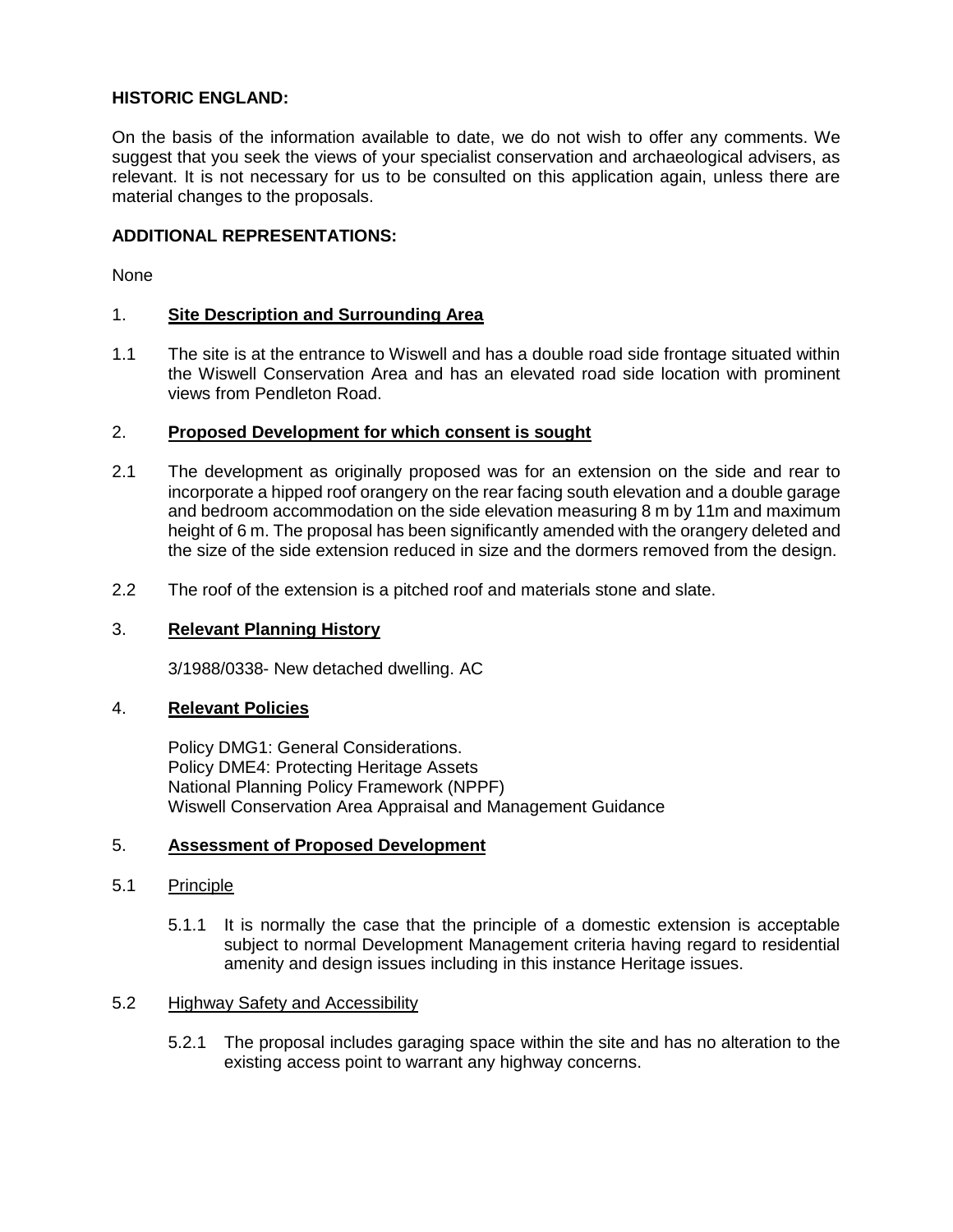**HISTORIC ENGLAND:**

On the basis of the information available to date, we do not wish to offer any comments. We suggest that you seek the views of your specialist conservation and archaeological advisers, as relevant. It is not necessary for us to be consulted on this application again, unless there are material changes to the proposals.

**ADDITIONAL REPRESENTATIONS:**

None

## 1. Site Description and Surrounding Area

1.1 The site is at the entrance to Wiswell and has a double road side frontage situated within the Wiswell Conservation Area and has an elevated road side location with prominent views from Pendleton Road.

## 2. Proposed Development for which consent is sought

2.1 The development as originally proposed was for an extension on the side and rear to incorporate a hipped roof orangery on the rear facing south elevation and a double garage and bedroom accommodation on the side elevation measuring 8 m by 11m and maximum height of 6 m. The proposal has been significantly amended with the orangery deleted and the size of the side extension reduced in size and the dormers removed from the design.

2.2 The roof of the extension is a pitched roof and materials stone and slate.

## 3. Relevant Planning History

3/1988/0338- New detached dwelling. AC

## 4. Relevant Policies

Policy DMG1: General Considerations.
Policy DME4: Protecting Heritage Assets
National Planning Policy Framework (NPPF)
Wiswell Conservation Area Appraisal and Management Guidance

## 5. Assessment of Proposed Development

### 5.1 Principle

5.1.1 It is normally the case that the principle of a domestic extension is acceptable subject to normal Development Management criteria having regard to residential amenity and design issues including in this instance Heritage issues.

### 5.2 Highway Safety and Accessibility

5.2.1 The proposal includes garaging space within the site and has no alteration to the existing access point to warrant any highway concerns.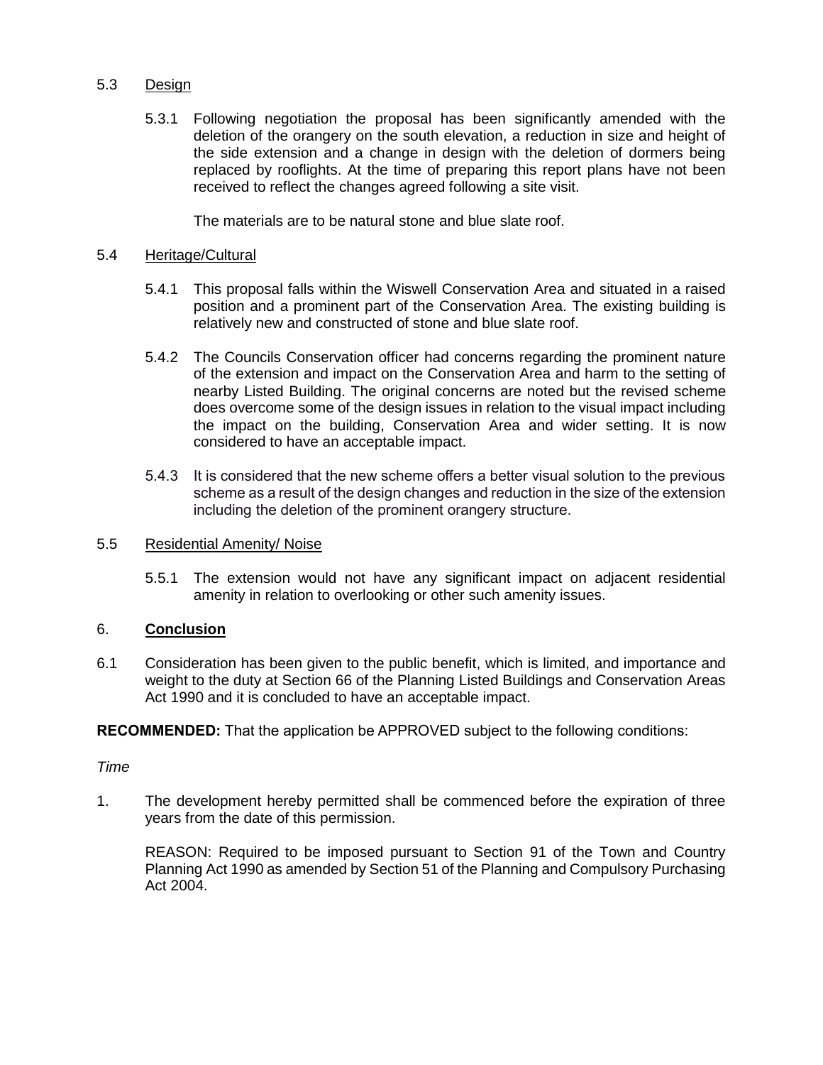### 5.3 Design

5.3.1 Following negotiation the proposal has been significantly amended with the deletion of the orangery on the south elevation, a reduction in size and height of the side extension and a change in design with the deletion of dormers being replaced by rooflights. At the time of preparing this report plans have not been received to reflect the changes agreed following a site visit.

The materials are to be natural stone and blue slate roof.

### 5.4 Heritage/Cultural

5.4.1 This proposal falls within the Wiswell Conservation Area and situated in a raised position and a prominent part of the Conservation Area. The existing building is relatively new and constructed of stone and blue slate roof.

5.4.2 The Councils Conservation officer had concerns regarding the prominent nature of the extension and impact on the Conservation Area and harm to the setting of nearby Listed Building. The original concerns are noted but the revised scheme does overcome some of the design issues in relation to the visual impact including the impact on the building, Conservation Area and wider setting. It is now considered to have an acceptable impact.

5.4.3 It is considered that the new scheme offers a better visual solution to the previous scheme as a result of the design changes and reduction in the size of the extension including the deletion of the prominent orangery structure.

### 5.5 Residential Amenity/ Noise

5.5.1 The extension would not have any significant impact on adjacent residential amenity in relation to overlooking or other such amenity issues.

## 6. Conclusion

6.1 Consideration has been given to the public benefit, which is limited, and importance and weight to the duty at Section 66 of the Planning Listed Buildings and Conservation Areas Act 1990 and it is concluded to have an acceptable impact.

**RECOMMENDED:** That the application be APPROVED subject to the following conditions:

*Time*

1. The development hereby permitted shall be commenced before the expiration of three years from the date of this permission.

   REASON: Required to be imposed pursuant to Section 91 of the Town and Country Planning Act 1990 as amended by Section 51 of the Planning and Compulsory Purchasing Act 2004.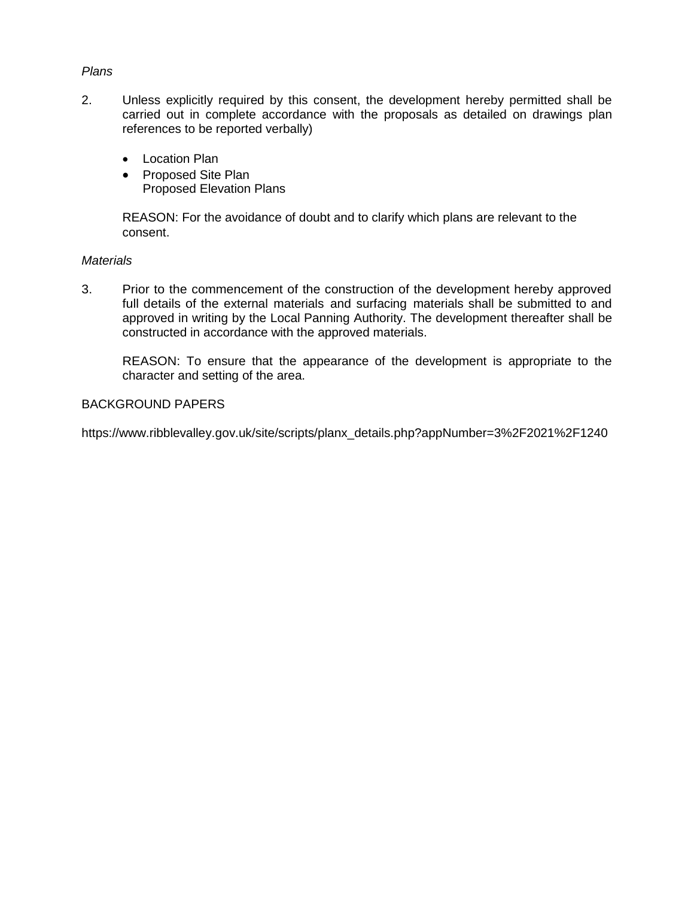*Plans*

2. Unless explicitly required by this consent, the development hereby permitted shall be carried out in complete accordance with the proposals as detailed on drawings plan references to be reported verbally)

   - Location Plan
   - Proposed Site Plan
     Proposed Elevation Plans

   REASON: For the avoidance of doubt and to clarify which plans are relevant to the consent.

*Materials*

3. Prior to the commencement of the construction of the development hereby approved full details of the external materials and surfacing materials shall be submitted to and approved in writing by the Local Panning Authority. The development thereafter shall be constructed in accordance with the approved materials.

   REASON: To ensure that the appearance of the development is appropriate to the character and setting of the area.

BACKGROUND PAPERS

https://www.ribblevalley.gov.uk/site/scripts/planx_details.php?appNumber=3%2F2021%2F1240